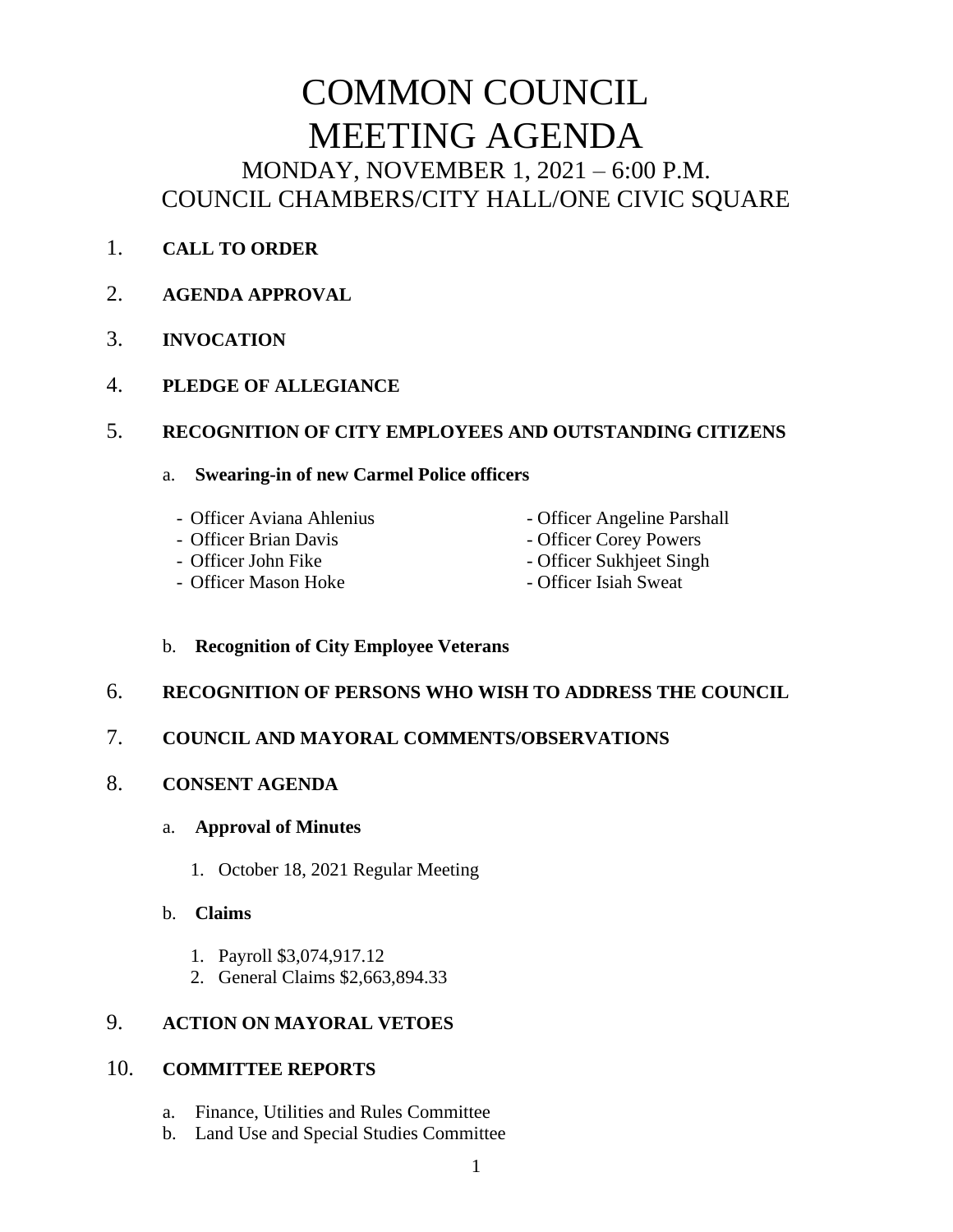# COMMON COUNCIL MEETING AGENDA

## MONDAY, NOVEMBER 1, 2021 – 6:00 P.M.
## COUNCIL CHAMBERS/CITY HALL/ONE CIVIC SQUARE

1. **CALL TO ORDER**

2. **AGENDA APPROVAL**

3. **INVOCATION**

4. **PLEDGE OF ALLEGIANCE**

5. **RECOGNITION OF CITY EMPLOYEES AND OUTSTANDING CITIZENS**

   a. **Swearing-in of new Carmel Police officers**

      - Officer Aviana Ahlenius
      - Officer Brian Davis
      - Officer John Fike
      - Officer Mason Hoke
      - Officer Angeline Parshall
      - Officer Corey Powers
      - Officer Sukhjeet Singh
      - Officer Isiah Sweat

   b. **Recognition of City Employee Veterans**

6. **RECOGNITION OF PERSONS WHO WISH TO ADDRESS THE COUNCIL**

7. **COUNCIL AND MAYORAL COMMENTS/OBSERVATIONS**

8. **CONSENT AGENDA**

   a. **Approval of Minutes**

      1. October 18, 2021 Regular Meeting

   b. **Claims**

      1. Payroll $3,074,917.12
      2. General Claims $2,663,894.33

9. **ACTION ON MAYORAL VETOES**

10. **COMMITTEE REPORTS**

    a. Finance, Utilities and Rules Committee
    b. Land Use and Special Studies Committee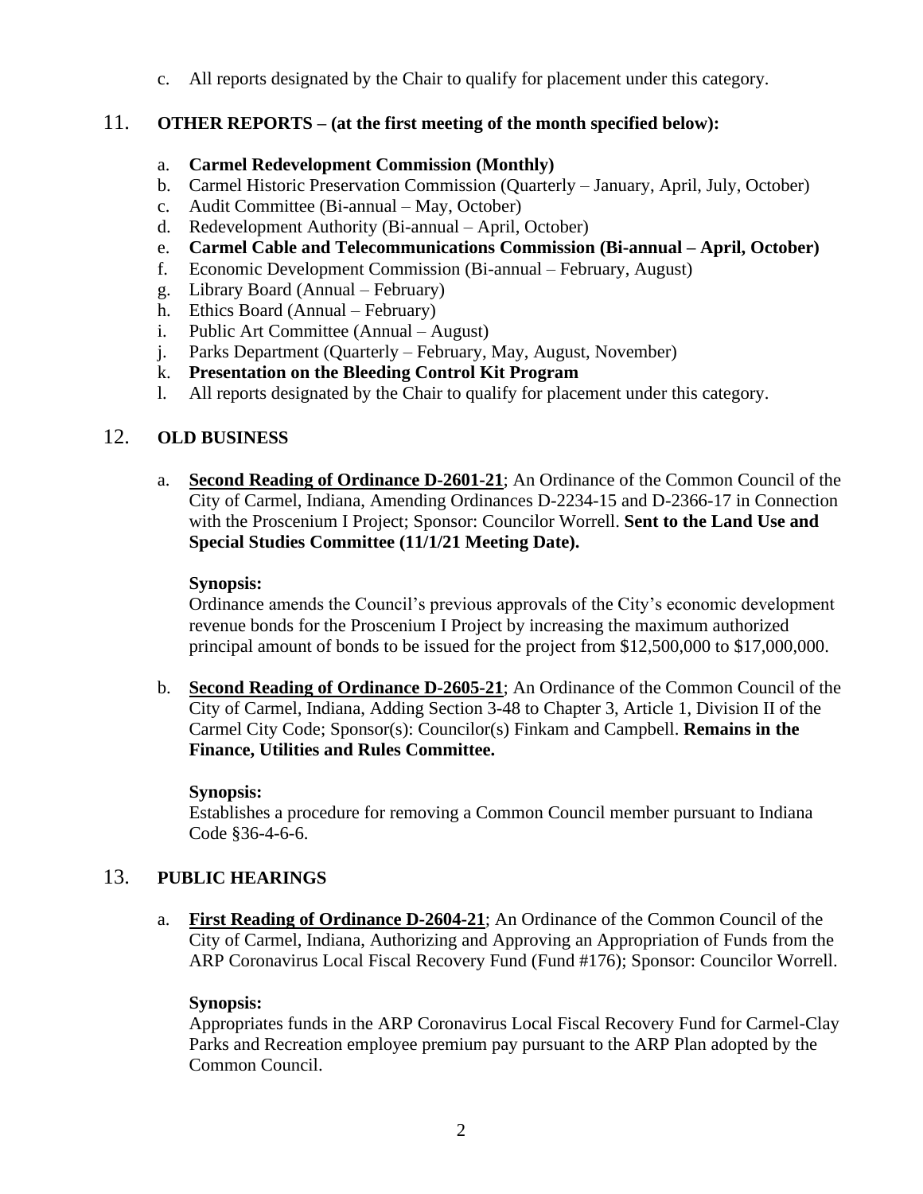c. All reports designated by the Chair to qualify for placement under this category.

## 11. OTHER REPORTS – (at the first meeting of the month specified below):

a. **Carmel Redevelopment Commission (Monthly)**
b. Carmel Historic Preservation Commission (Quarterly – January, April, July, October)
c. Audit Committee (Bi-annual – May, October)
d. Redevelopment Authority (Bi-annual – April, October)
e. **Carmel Cable and Telecommunications Commission (Bi-annual – April, October)**
f. Economic Development Commission (Bi-annual – February, August)
g. Library Board (Annual – February)
h. Ethics Board (Annual – February)
i. Public Art Committee (Annual – August)
j. Parks Department (Quarterly – February, May, August, November)
k. **Presentation on the Bleeding Control Kit Program**
l. All reports designated by the Chair to qualify for placement under this category.

## 12. OLD BUSINESS

a. **Second Reading of Ordinance D-2601-21**; An Ordinance of the Common Council of the City of Carmel, Indiana, Amending Ordinances D-2234-15 and D-2366-17 in Connection with the Proscenium I Project; Sponsor: Councilor Worrell. **Sent to the Land Use and Special Studies Committee (11/1/21 Meeting Date).**

   **Synopsis:**
   Ordinance amends the Council's previous approvals of the City's economic development revenue bonds for the Proscenium I Project by increasing the maximum authorized principal amount of bonds to be issued for the project from $12,500,000 to $17,000,000.

b. **Second Reading of Ordinance D-2605-21**; An Ordinance of the Common Council of the City of Carmel, Indiana, Adding Section 3-48 to Chapter 3, Article 1, Division II of the Carmel City Code; Sponsor(s): Councilor(s) Finkam and Campbell. **Remains in the Finance, Utilities and Rules Committee.**

   **Synopsis:**
   Establishes a procedure for removing a Common Council member pursuant to Indiana Code §36-4-6-6.

## 13. PUBLIC HEARINGS

a. **First Reading of Ordinance D-2604-21**; An Ordinance of the Common Council of the City of Carmel, Indiana, Authorizing and Approving an Appropriation of Funds from the ARP Coronavirus Local Fiscal Recovery Fund (Fund #176); Sponsor: Councilor Worrell.

   **Synopsis:**
   Appropriates funds in the ARP Coronavirus Local Fiscal Recovery Fund for Carmel-Clay Parks and Recreation employee premium pay pursuant to the ARP Plan adopted by the Common Council.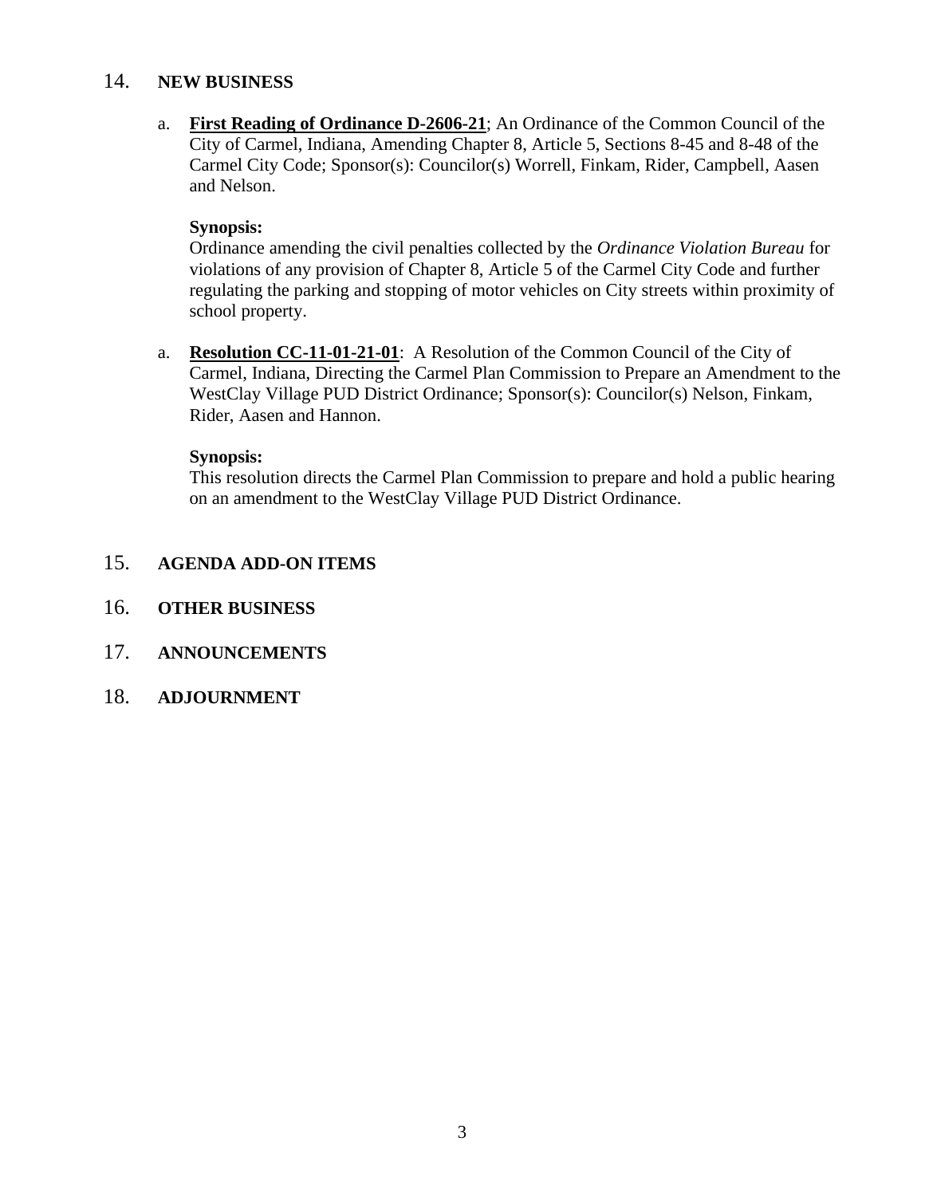14. **NEW BUSINESS**

   a. **<u>First Reading of Ordinance D-2606-21</u>**; An Ordinance of the Common Council of the City of Carmel, Indiana, Amending Chapter 8, Article 5, Sections 8-45 and 8-48 of the Carmel City Code; Sponsor(s): Councilor(s) Worrell, Finkam, Rider, Campbell, Aasen and Nelson.

      **Synopsis:**
      Ordinance amending the civil penalties collected by the *Ordinance Violation Bureau* for violations of any provision of Chapter 8, Article 5 of the Carmel City Code and further regulating the parking and stopping of motor vehicles on City streets within proximity of school property.

   a. **<u>Resolution CC-11-01-21-01</u>**: A Resolution of the Common Council of the City of Carmel, Indiana, Directing the Carmel Plan Commission to Prepare an Amendment to the WestClay Village PUD District Ordinance; Sponsor(s): Councilor(s) Nelson, Finkam, Rider, Aasen and Hannon.

      **Synopsis:**
      This resolution directs the Carmel Plan Commission to prepare and hold a public hearing on an amendment to the WestClay Village PUD District Ordinance.

15. **AGENDA ADD-ON ITEMS**

16. **OTHER BUSINESS**

17. **ANNOUNCEMENTS**

18. **ADJOURNMENT**